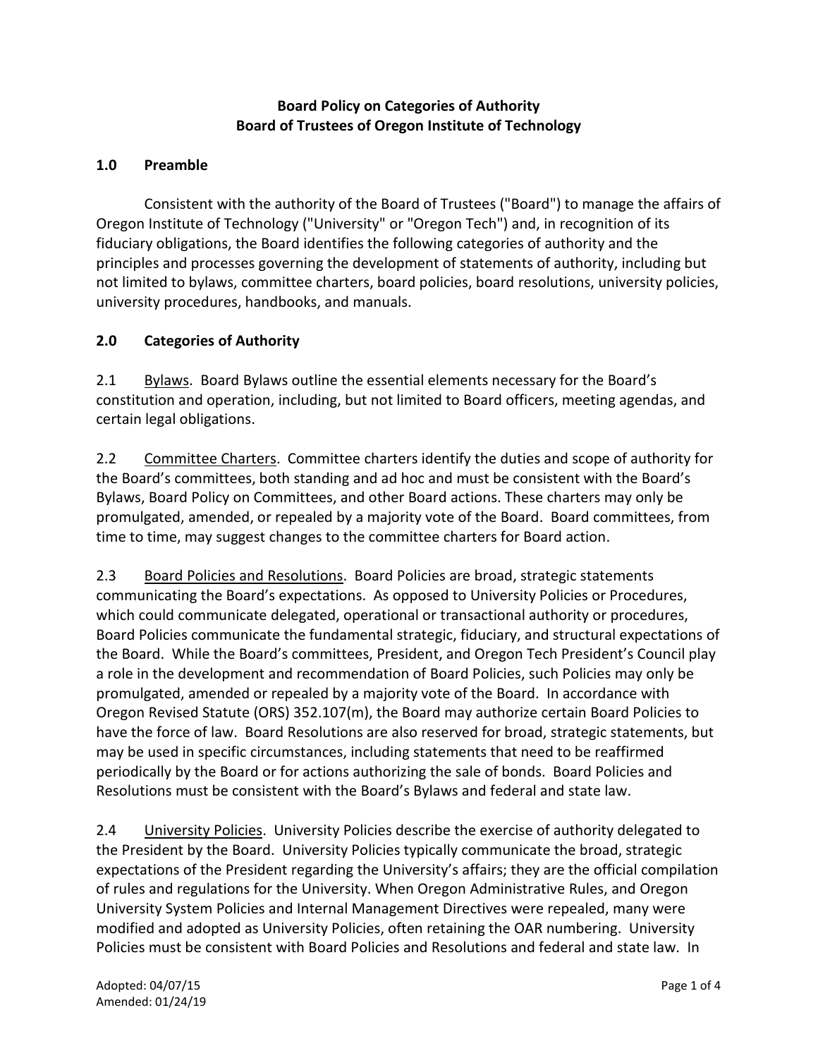**Board Policy on Categories of Authority**
**Board of Trustees of Oregon Institute of Technology**

## 1.0 Preamble

Consistent with the authority of the Board of Trustees ("Board") to manage the affairs of Oregon Institute of Technology ("University" or "Oregon Tech") and, in recognition of its fiduciary obligations, the Board identifies the following categories of authority and the principles and processes governing the development of statements of authority, including but not limited to bylaws, committee charters, board policies, board resolutions, university policies, university procedures, handbooks, and manuals.

## 2.0 Categories of Authority

2.1 Bylaws. Board Bylaws outline the essential elements necessary for the Board's constitution and operation, including, but not limited to Board officers, meeting agendas, and certain legal obligations.

2.2 Committee Charters. Committee charters identify the duties and scope of authority for the Board's committees, both standing and ad hoc and must be consistent with the Board's Bylaws, Board Policy on Committees, and other Board actions. These charters may only be promulgated, amended, or repealed by a majority vote of the Board. Board committees, from time to time, may suggest changes to the committee charters for Board action.

2.3 Board Policies and Resolutions. Board Policies are broad, strategic statements communicating the Board's expectations. As opposed to University Policies or Procedures, which could communicate delegated, operational or transactional authority or procedures, Board Policies communicate the fundamental strategic, fiduciary, and structural expectations of the Board. While the Board's committees, President, and Oregon Tech President's Council play a role in the development and recommendation of Board Policies, such Policies may only be promulgated, amended or repealed by a majority vote of the Board. In accordance with Oregon Revised Statute (ORS) 352.107(m), the Board may authorize certain Board Policies to have the force of law. Board Resolutions are also reserved for broad, strategic statements, but may be used in specific circumstances, including statements that need to be reaffirmed periodically by the Board or for actions authorizing the sale of bonds. Board Policies and Resolutions must be consistent with the Board's Bylaws and federal and state law.

2.4 University Policies. University Policies describe the exercise of authority delegated to the President by the Board. University Policies typically communicate the broad, strategic expectations of the President regarding the University's affairs; they are the official compilation of rules and regulations for the University. When Oregon Administrative Rules, and Oregon University System Policies and Internal Management Directives were repealed, many were modified and adopted as University Policies, often retaining the OAR numbering. University Policies must be consistent with Board Policies and Resolutions and federal and state law. In

Adopted: 04/07/15
Amended: 01/24/19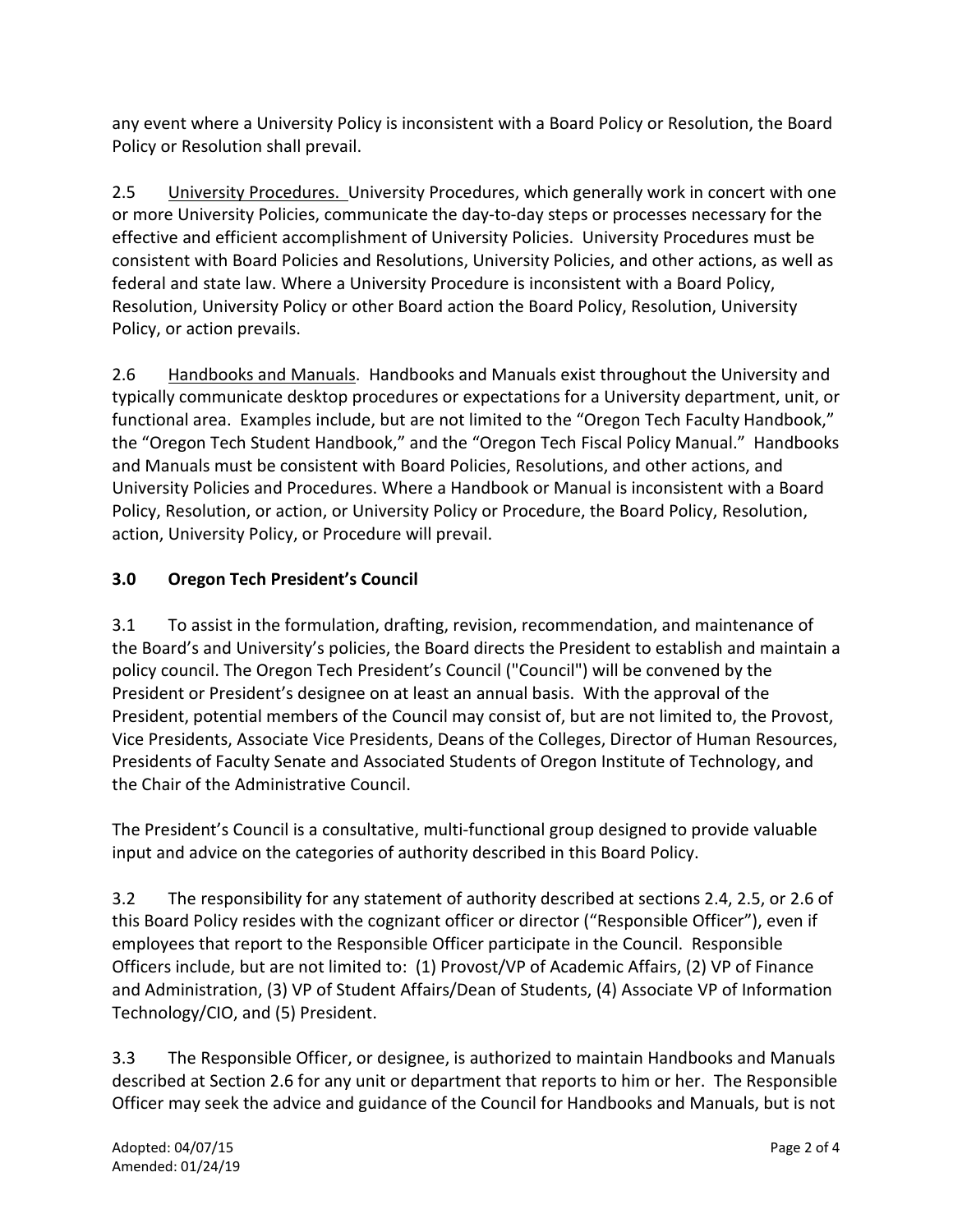any event where a University Policy is inconsistent with a Board Policy or Resolution, the Board Policy or Resolution shall prevail.

2.5 University Procedures. University Procedures, which generally work in concert with one or more University Policies, communicate the day-to-day steps or processes necessary for the effective and efficient accomplishment of University Policies. University Procedures must be consistent with Board Policies and Resolutions, University Policies, and other actions, as well as federal and state law. Where a University Procedure is inconsistent with a Board Policy, Resolution, University Policy or other Board action the Board Policy, Resolution, University Policy, or action prevails.

2.6 Handbooks and Manuals. Handbooks and Manuals exist throughout the University and typically communicate desktop procedures or expectations for a University department, unit, or functional area. Examples include, but are not limited to the "Oregon Tech Faculty Handbook," the "Oregon Tech Student Handbook," and the "Oregon Tech Fiscal Policy Manual." Handbooks and Manuals must be consistent with Board Policies, Resolutions, and other actions, and University Policies and Procedures. Where a Handbook or Manual is inconsistent with a Board Policy, Resolution, or action, or University Policy or Procedure, the Board Policy, Resolution, action, University Policy, or Procedure will prevail.

## 3.0 Oregon Tech President's Council

3.1 To assist in the formulation, drafting, revision, recommendation, and maintenance of the Board's and University's policies, the Board directs the President to establish and maintain a policy council. The Oregon Tech President's Council ("Council") will be convened by the President or President's designee on at least an annual basis. With the approval of the President, potential members of the Council may consist of, but are not limited to, the Provost, Vice Presidents, Associate Vice Presidents, Deans of the Colleges, Director of Human Resources, Presidents of Faculty Senate and Associated Students of Oregon Institute of Technology, and the Chair of the Administrative Council.

The President's Council is a consultative, multi-functional group designed to provide valuable input and advice on the categories of authority described in this Board Policy.

3.2 The responsibility for any statement of authority described at sections 2.4, 2.5, or 2.6 of this Board Policy resides with the cognizant officer or director ("Responsible Officer"), even if employees that report to the Responsible Officer participate in the Council. Responsible Officers include, but are not limited to: (1) Provost/VP of Academic Affairs, (2) VP of Finance and Administration, (3) VP of Student Affairs/Dean of Students, (4) Associate VP of Information Technology/CIO, and (5) President.

3.3 The Responsible Officer, or designee, is authorized to maintain Handbooks and Manuals described at Section 2.6 for any unit or department that reports to him or her. The Responsible Officer may seek the advice and guidance of the Council for Handbooks and Manuals, but is not

Adopted: 04/07/15
Amended: 01/24/19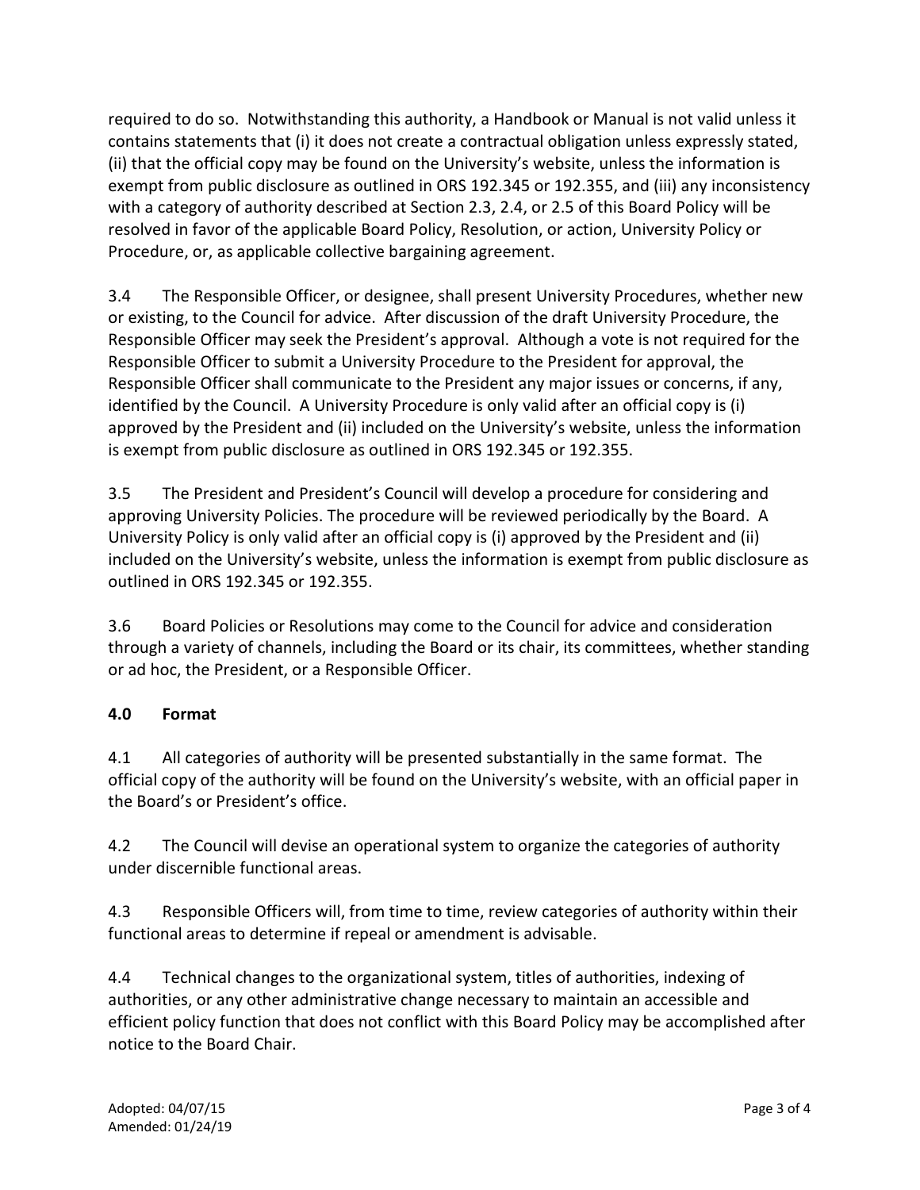required to do so. Notwithstanding this authority, a Handbook or Manual is not valid unless it contains statements that (i) it does not create a contractual obligation unless expressly stated, (ii) that the official copy may be found on the University's website, unless the information is exempt from public disclosure as outlined in ORS 192.345 or 192.355, and (iii) any inconsistency with a category of authority described at Section 2.3, 2.4, or 2.5 of this Board Policy will be resolved in favor of the applicable Board Policy, Resolution, or action, University Policy or Procedure, or, as applicable collective bargaining agreement.

3.4 The Responsible Officer, or designee, shall present University Procedures, whether new or existing, to the Council for advice. After discussion of the draft University Procedure, the Responsible Officer may seek the President's approval. Although a vote is not required for the Responsible Officer to submit a University Procedure to the President for approval, the Responsible Officer shall communicate to the President any major issues or concerns, if any, identified by the Council. A University Procedure is only valid after an official copy is (i) approved by the President and (ii) included on the University's website, unless the information is exempt from public disclosure as outlined in ORS 192.345 or 192.355.

3.5 The President and President's Council will develop a procedure for considering and approving University Policies. The procedure will be reviewed periodically by the Board. A University Policy is only valid after an official copy is (i) approved by the President and (ii) included on the University's website, unless the information is exempt from public disclosure as outlined in ORS 192.345 or 192.355.

3.6 Board Policies or Resolutions may come to the Council for advice and consideration through a variety of channels, including the Board or its chair, its committees, whether standing or ad hoc, the President, or a Responsible Officer.

**4.0 Format**

4.1 All categories of authority will be presented substantially in the same format. The official copy of the authority will be found on the University's website, with an official paper in the Board's or President's office.

4.2 The Council will devise an operational system to organize the categories of authority under discernible functional areas.

4.3 Responsible Officers will, from time to time, review categories of authority within their functional areas to determine if repeal or amendment is advisable.

4.4 Technical changes to the organizational system, titles of authorities, indexing of authorities, or any other administrative change necessary to maintain an accessible and efficient policy function that does not conflict with this Board Policy may be accomplished after notice to the Board Chair.

Adopted: 04/07/15
Amended: 01/24/19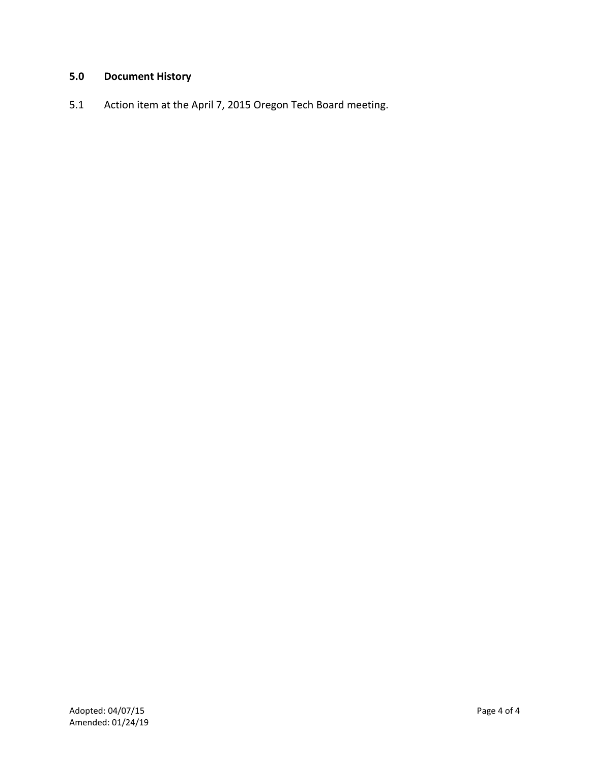## 5.0 Document History

5.1 Action item at the April 7, 2015 Oregon Tech Board meeting.